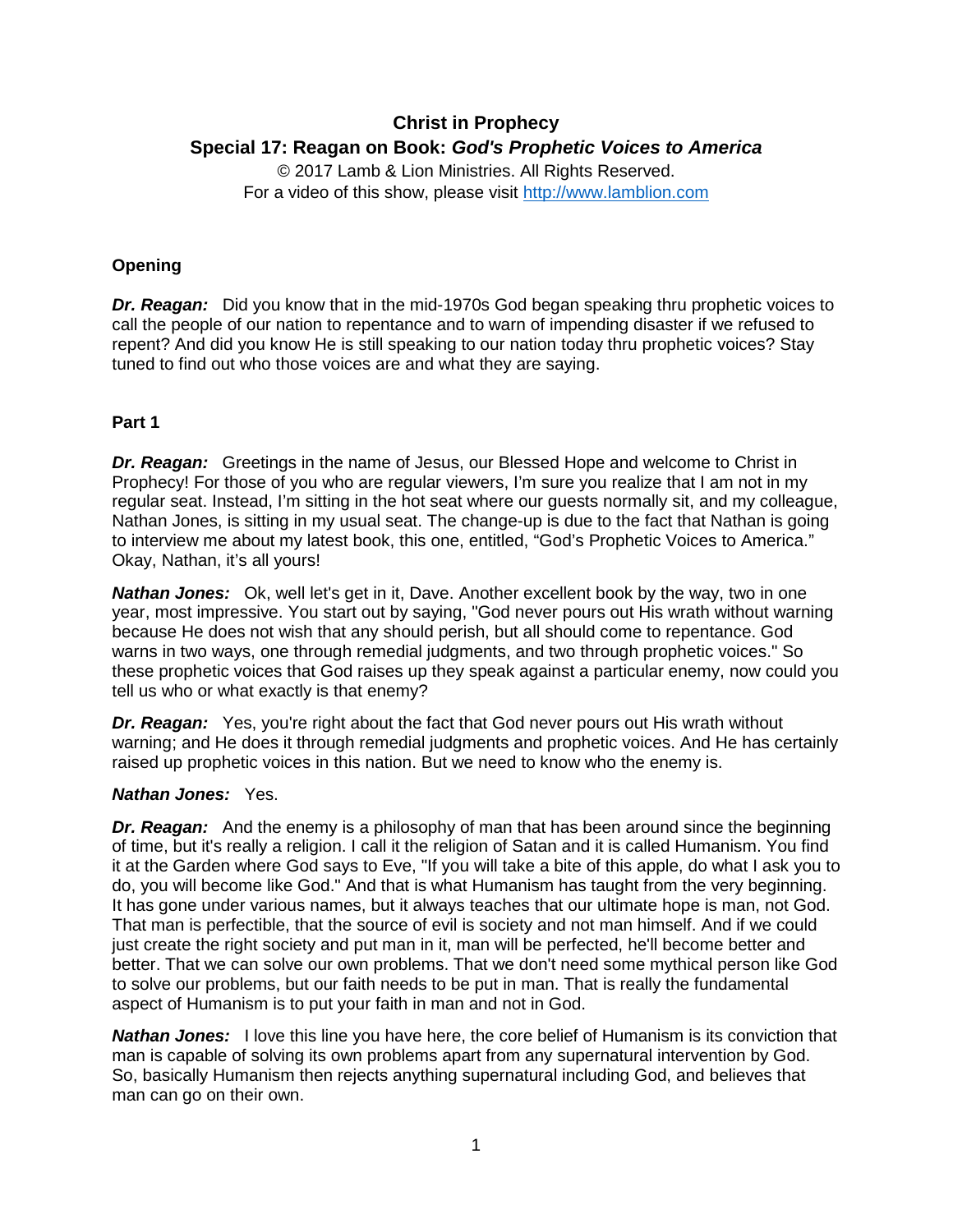# Christ in Prophecy

## Special 17: Reagan on Book: *God's Prophetic Voices to America*

© 2017 Lamb & Lion Ministries. All Rights Reserved.
For a video of this show, please visit http://www.lamblion.com

### Opening

***Dr. Reagan:*** Did you know that in the mid-1970s God began speaking thru prophetic voices to call the people of our nation to repentance and to warn of impending disaster if we refused to repent? And did you know He is still speaking to our nation today thru prophetic voices? Stay tuned to find out who those voices are and what they are saying.

### Part 1

***Dr. Reagan:*** Greetings in the name of Jesus, our Blessed Hope and welcome to Christ in Prophecy! For those of you who are regular viewers, I'm sure you realize that I am not in my regular seat. Instead, I'm sitting in the hot seat where our guests normally sit, and my colleague, Nathan Jones, is sitting in my usual seat. The change-up is due to the fact that Nathan is going to interview me about my latest book, this one, entitled, "God's Prophetic Voices to America." Okay, Nathan, it's all yours!

***Nathan Jones:*** Ok, well let's get in it, Dave. Another excellent book by the way, two in one year, most impressive. You start out by saying, "God never pours out His wrath without warning because He does not wish that any should perish, but all should come to repentance. God warns in two ways, one through remedial judgments, and two through prophetic voices." So these prophetic voices that God raises up they speak against a particular enemy, now could you tell us who or what exactly is that enemy?

***Dr. Reagan:*** Yes, you're right about the fact that God never pours out His wrath without warning; and He does it through remedial judgments and prophetic voices. And He has certainly raised up prophetic voices in this nation. But we need to know who the enemy is.

***Nathan Jones:*** Yes.

***Dr. Reagan:*** And the enemy is a philosophy of man that has been around since the beginning of time, but it's really a religion. I call it the religion of Satan and it is called Humanism. You find it at the Garden where God says to Eve, "If you will take a bite of this apple, do what I ask you to do, you will become like God." And that is what Humanism has taught from the very beginning. It has gone under various names, but it always teaches that our ultimate hope is man, not God. That man is perfectible, that the source of evil is society and not man himself. And if we could just create the right society and put man in it, man will be perfected, he'll become better and better. That we can solve our own problems. That we don't need some mythical person like God to solve our problems, but our faith needs to be put in man. That is really the fundamental aspect of Humanism is to put your faith in man and not in God.

***Nathan Jones:*** I love this line you have here, the core belief of Humanism is its conviction that man is capable of solving its own problems apart from any supernatural intervention by God. So, basically Humanism then rejects anything supernatural including God, and believes that man can go on their own.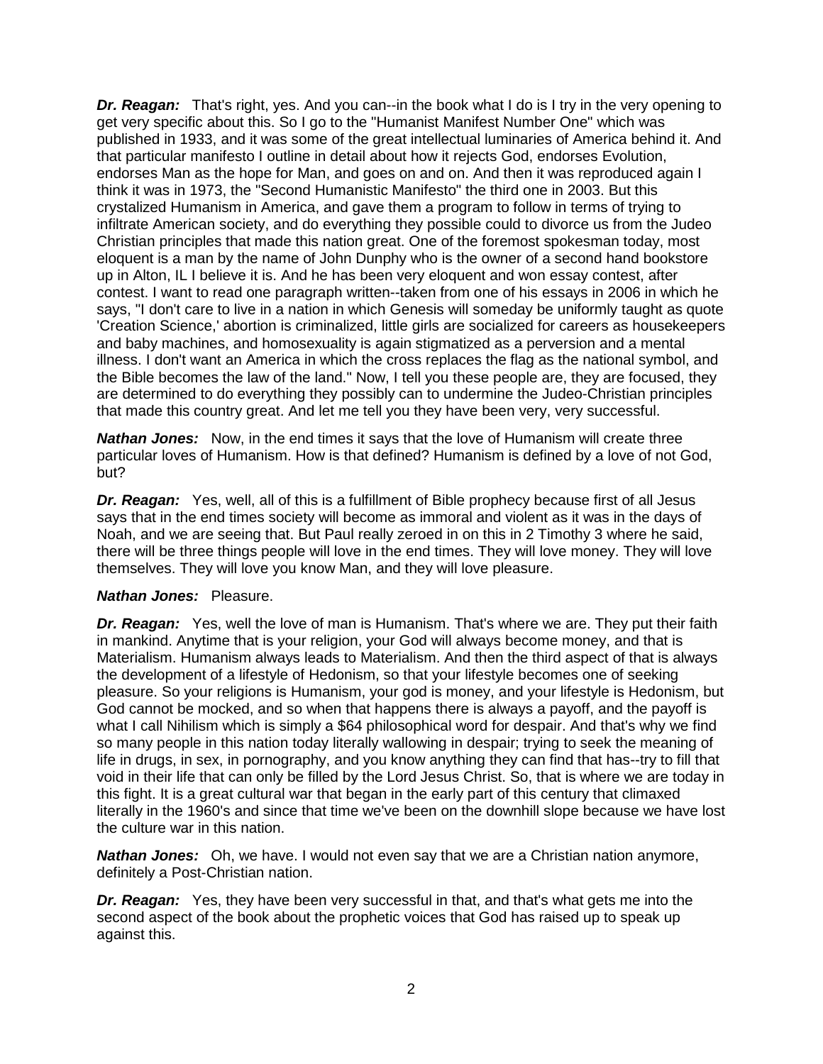***Dr. Reagan:*** That's right, yes. And you can--in the book what I do is I try in the very opening to get very specific about this. So I go to the "Humanist Manifest Number One" which was published in 1933, and it was some of the great intellectual luminaries of America behind it. And that particular manifesto I outline in detail about how it rejects God, endorses Evolution, endorses Man as the hope for Man, and goes on and on. And then it was reproduced again I think it was in 1973, the "Second Humanistic Manifesto" the third one in 2003. But this crystalized Humanism in America, and gave them a program to follow in terms of trying to infiltrate American society, and do everything they possible could to divorce us from the Judeo Christian principles that made this nation great. One of the foremost spokesman today, most eloquent is a man by the name of John Dunphy who is the owner of a second hand bookstore up in Alton, IL I believe it is. And he has been very eloquent and won essay contest, after contest. I want to read one paragraph written--taken from one of his essays in 2006 in which he says, "I don't care to live in a nation in which Genesis will someday be uniformly taught as quote 'Creation Science,' abortion is criminalized, little girls are socialized for careers as housekeepers and baby machines, and homosexuality is again stigmatized as a perversion and a mental illness. I don't want an America in which the cross replaces the flag as the national symbol, and the Bible becomes the law of the land." Now, I tell you these people are, they are focused, they are determined to do everything they possibly can to undermine the Judeo-Christian principles that made this country great. And let me tell you they have been very, very successful.

***Nathan Jones:*** Now, in the end times it says that the love of Humanism will create three particular loves of Humanism. How is that defined? Humanism is defined by a love of not God, but?

***Dr. Reagan:*** Yes, well, all of this is a fulfillment of Bible prophecy because first of all Jesus says that in the end times society will become as immoral and violent as it was in the days of Noah, and we are seeing that. But Paul really zeroed in on this in 2 Timothy 3 where he said, there will be three things people will love in the end times. They will love money. They will love themselves. They will love you know Man, and they will love pleasure.

***Nathan Jones:*** Pleasure.

***Dr. Reagan:*** Yes, well the love of man is Humanism. That's where we are. They put their faith in mankind. Anytime that is your religion, your God will always become money, and that is Materialism. Humanism always leads to Materialism. And then the third aspect of that is always the development of a lifestyle of Hedonism, so that your lifestyle becomes one of seeking pleasure. So your religions is Humanism, your god is money, and your lifestyle is Hedonism, but God cannot be mocked, and so when that happens there is always a payoff, and the payoff is what I call Nihilism which is simply a $64 philosophical word for despair. And that's why we find so many people in this nation today literally wallowing in despair; trying to seek the meaning of life in drugs, in sex, in pornography, and you know anything they can find that has--try to fill that void in their life that can only be filled by the Lord Jesus Christ. So, that is where we are today in this fight. It is a great cultural war that began in the early part of this century that climaxed literally in the 1960's and since that time we've been on the downhill slope because we have lost the culture war in this nation.

***Nathan Jones:*** Oh, we have. I would not even say that we are a Christian nation anymore, definitely a Post-Christian nation.

***Dr. Reagan:*** Yes, they have been very successful in that, and that's what gets me into the second aspect of the book about the prophetic voices that God has raised up to speak up against this.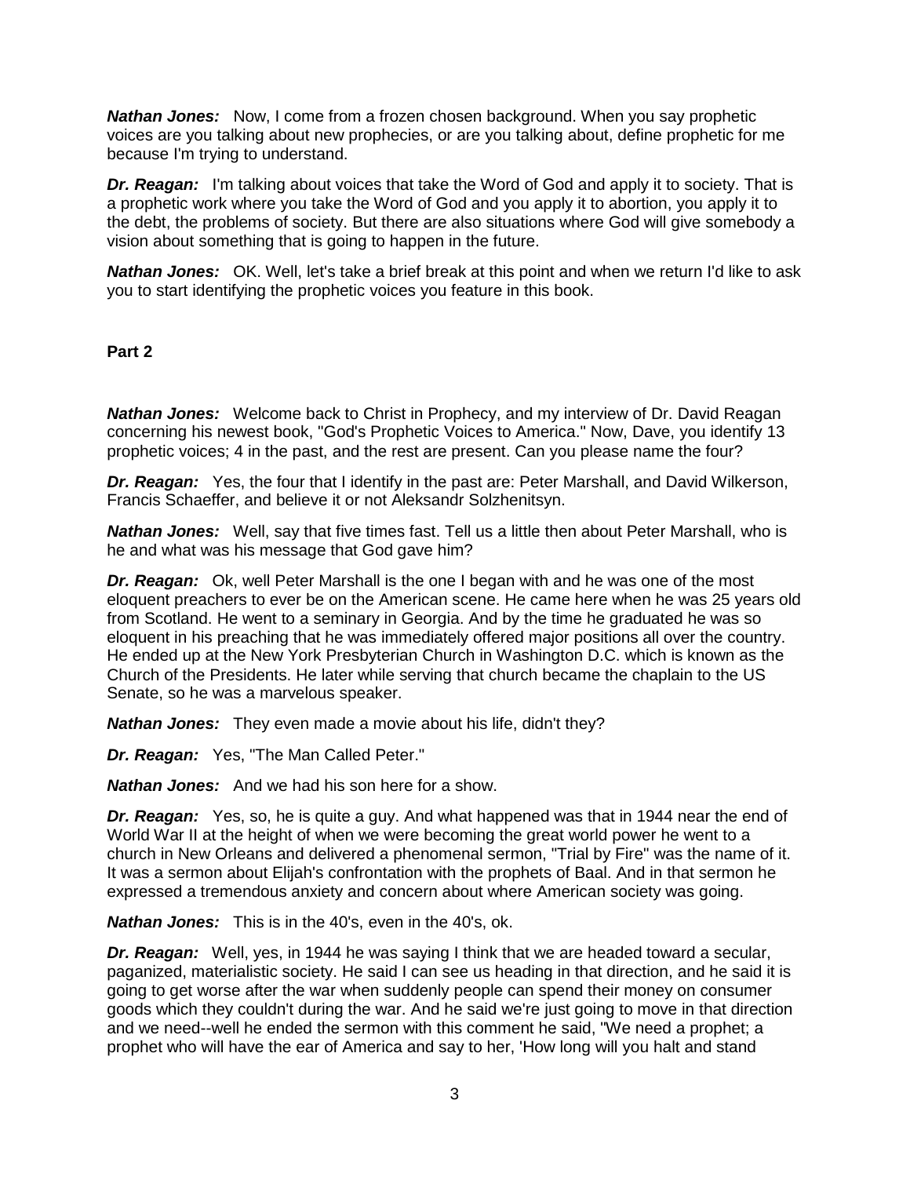***Nathan Jones:*** Now, I come from a frozen chosen background. When you say prophetic voices are you talking about new prophecies, or are you talking about, define prophetic for me because I'm trying to understand.

***Dr. Reagan:*** I'm talking about voices that take the Word of God and apply it to society. That is a prophetic work where you take the Word of God and you apply it to abortion, you apply it to the debt, the problems of society. But there are also situations where God will give somebody a vision about something that is going to happen in the future.

***Nathan Jones:*** OK. Well, let's take a brief break at this point and when we return I'd like to ask you to start identifying the prophetic voices you feature in this book.

**Part 2**

***Nathan Jones:*** Welcome back to Christ in Prophecy, and my interview of Dr. David Reagan concerning his newest book, "God's Prophetic Voices to America." Now, Dave, you identify 13 prophetic voices; 4 in the past, and the rest are present. Can you please name the four?

***Dr. Reagan:*** Yes, the four that I identify in the past are: Peter Marshall, and David Wilkerson, Francis Schaeffer, and believe it or not Aleksandr Solzhenitsyn.

***Nathan Jones:*** Well, say that five times fast. Tell us a little then about Peter Marshall, who is he and what was his message that God gave him?

***Dr. Reagan:*** Ok, well Peter Marshall is the one I began with and he was one of the most eloquent preachers to ever be on the American scene. He came here when he was 25 years old from Scotland. He went to a seminary in Georgia. And by the time he graduated he was so eloquent in his preaching that he was immediately offered major positions all over the country. He ended up at the New York Presbyterian Church in Washington D.C. which is known as the Church of the Presidents. He later while serving that church became the chaplain to the US Senate, so he was a marvelous speaker.

***Nathan Jones:*** They even made a movie about his life, didn't they?

***Dr. Reagan:*** Yes, "The Man Called Peter."

***Nathan Jones:*** And we had his son here for a show.

***Dr. Reagan:*** Yes, so, he is quite a guy. And what happened was that in 1944 near the end of World War II at the height of when we were becoming the great world power he went to a church in New Orleans and delivered a phenomenal sermon, "Trial by Fire" was the name of it. It was a sermon about Elijah's confrontation with the prophets of Baal. And in that sermon he expressed a tremendous anxiety and concern about where American society was going.

***Nathan Jones:*** This is in the 40's, even in the 40's, ok.

***Dr. Reagan:*** Well, yes, in 1944 he was saying I think that we are headed toward a secular, paganized, materialistic society. He said I can see us heading in that direction, and he said it is going to get worse after the war when suddenly people can spend their money on consumer goods which they couldn't during the war. And he said we're just going to move in that direction and we need--well he ended the sermon with this comment he said, "We need a prophet; a prophet who will have the ear of America and say to her, 'How long will you halt and stand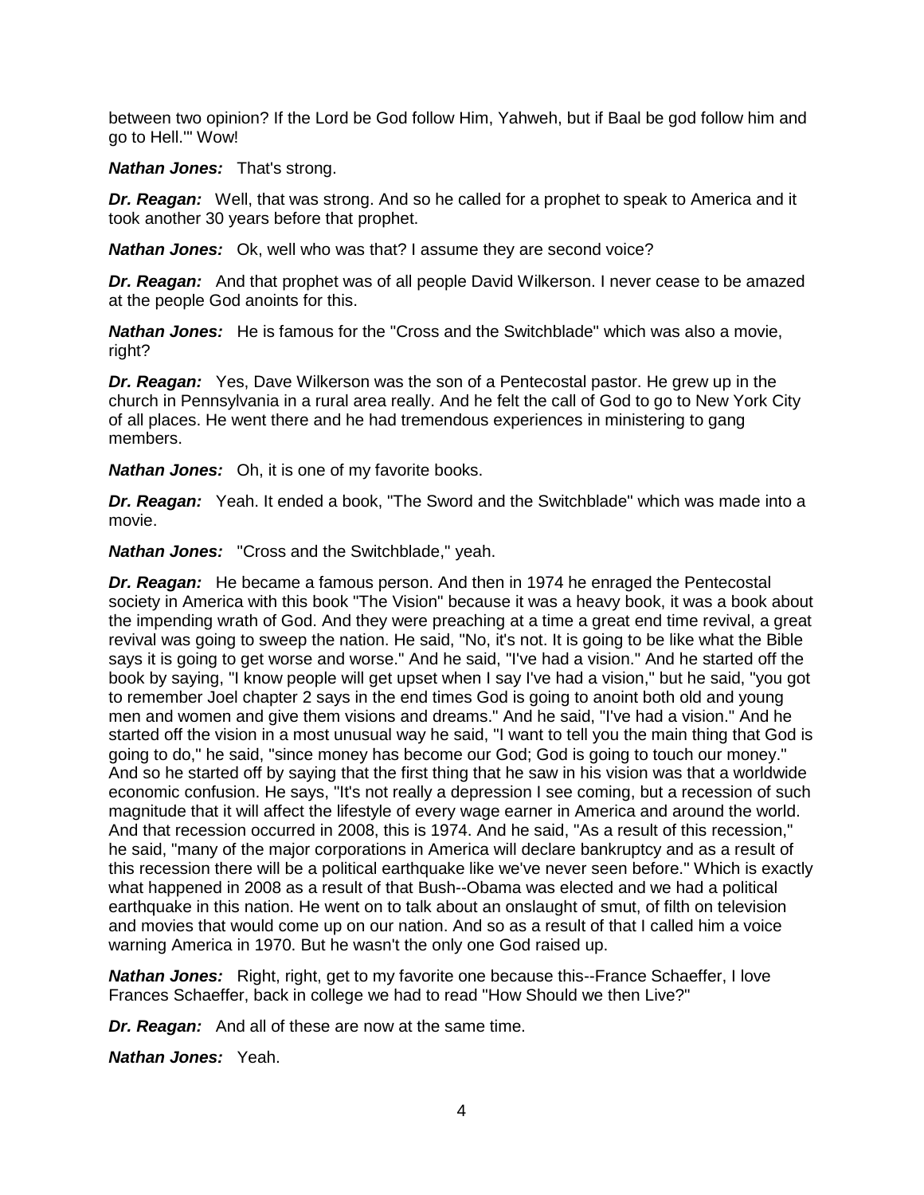between two opinion? If the Lord be God follow Him, Yahweh, but if Baal be god follow him and go to Hell.'" Wow!

***Nathan Jones:*** That's strong.

***Dr. Reagan:*** Well, that was strong. And so he called for a prophet to speak to America and it took another 30 years before that prophet.

***Nathan Jones:*** Ok, well who was that? I assume they are second voice?

***Dr. Reagan:*** And that prophet was of all people David Wilkerson. I never cease to be amazed at the people God anoints for this.

***Nathan Jones:*** He is famous for the "Cross and the Switchblade" which was also a movie, right?

***Dr. Reagan:*** Yes, Dave Wilkerson was the son of a Pentecostal pastor. He grew up in the church in Pennsylvania in a rural area really. And he felt the call of God to go to New York City of all places. He went there and he had tremendous experiences in ministering to gang members.

***Nathan Jones:*** Oh, it is one of my favorite books.

***Dr. Reagan:*** Yeah. It ended a book, "The Sword and the Switchblade" which was made into a movie.

***Nathan Jones:*** "Cross and the Switchblade," yeah.

***Dr. Reagan:*** He became a famous person. And then in 1974 he enraged the Pentecostal society in America with this book "The Vision" because it was a heavy book, it was a book about the impending wrath of God. And they were preaching at a time a great end time revival, a great revival was going to sweep the nation. He said, "No, it's not. It is going to be like what the Bible says it is going to get worse and worse." And he said, "I've had a vision." And he started off the book by saying, "I know people will get upset when I say I've had a vision," but he said, "you got to remember Joel chapter 2 says in the end times God is going to anoint both old and young men and women and give them visions and dreams." And he said, "I've had a vision." And he started off the vision in a most unusual way he said, "I want to tell you the main thing that God is going to do," he said, "since money has become our God; God is going to touch our money." And so he started off by saying that the first thing that he saw in his vision was that a worldwide economic confusion. He says, "It's not really a depression I see coming, but a recession of such magnitude that it will affect the lifestyle of every wage earner in America and around the world. And that recession occurred in 2008, this is 1974. And he said, "As a result of this recession," he said, "many of the major corporations in America will declare bankruptcy and as a result of this recession there will be a political earthquake like we've never seen before." Which is exactly what happened in 2008 as a result of that Bush--Obama was elected and we had a political earthquake in this nation. He went on to talk about an onslaught of smut, of filth on television and movies that would come up on our nation. And so as a result of that I called him a voice warning America in 1970. But he wasn't the only one God raised up.

***Nathan Jones:*** Right, right, get to my favorite one because this--France Schaeffer, I love Frances Schaeffer, back in college we had to read "How Should we then Live?"

***Dr. Reagan:*** And all of these are now at the same time.

***Nathan Jones:*** Yeah.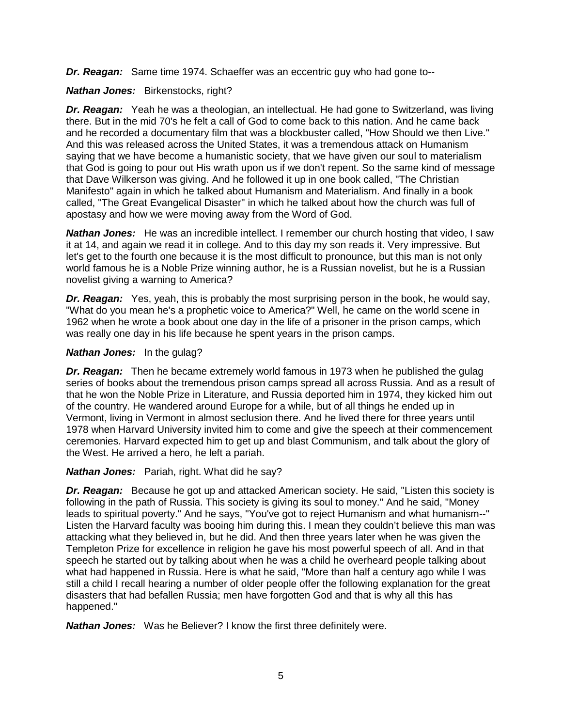***Dr. Reagan:*** Same time 1974. Schaeffer was an eccentric guy who had gone to--

***Nathan Jones:*** Birkenstocks, right?

***Dr. Reagan:*** Yeah he was a theologian, an intellectual. He had gone to Switzerland, was living there. But in the mid 70's he felt a call of God to come back to this nation. And he came back and he recorded a documentary film that was a blockbuster called, "How Should we then Live." And this was released across the United States, it was a tremendous attack on Humanism saying that we have become a humanistic society, that we have given our soul to materialism that God is going to pour out His wrath upon us if we don't repent. So the same kind of message that Dave Wilkerson was giving. And he followed it up in one book called, "The Christian Manifesto" again in which he talked about Humanism and Materialism. And finally in a book called, "The Great Evangelical Disaster" in which he talked about how the church was full of apostasy and how we were moving away from the Word of God.

***Nathan Jones:*** He was an incredible intellect. I remember our church hosting that video, I saw it at 14, and again we read it in college. And to this day my son reads it. Very impressive. But let's get to the fourth one because it is the most difficult to pronounce, but this man is not only world famous he is a Noble Prize winning author, he is a Russian novelist, but he is a Russian novelist giving a warning to America?

***Dr. Reagan:*** Yes, yeah, this is probably the most surprising person in the book, he would say, "What do you mean he's a prophetic voice to America?" Well, he came on the world scene in 1962 when he wrote a book about one day in the life of a prisoner in the prison camps, which was really one day in his life because he spent years in the prison camps.

***Nathan Jones:*** In the gulag?

***Dr. Reagan:*** Then he became extremely world famous in 1973 when he published the gulag series of books about the tremendous prison camps spread all across Russia. And as a result of that he won the Noble Prize in Literature, and Russia deported him in 1974, they kicked him out of the country. He wandered around Europe for a while, but of all things he ended up in Vermont, living in Vermont in almost seclusion there. And he lived there for three years until 1978 when Harvard University invited him to come and give the speech at their commencement ceremonies. Harvard expected him to get up and blast Communism, and talk about the glory of the West. He arrived a hero, he left a pariah.

***Nathan Jones:*** Pariah, right. What did he say?

***Dr. Reagan:*** Because he got up and attacked American society. He said, "Listen this society is following in the path of Russia. This society is giving its soul to money." And he said, "Money leads to spiritual poverty." And he says, "You've got to reject Humanism and what humanism--" Listen the Harvard faculty was booing him during this. I mean they couldn't believe this man was attacking what they believed in, but he did. And then three years later when he was given the Templeton Prize for excellence in religion he gave his most powerful speech of all. And in that speech he started out by talking about when he was a child he overheard people talking about what had happened in Russia. Here is what he said, "More than half a century ago while I was still a child I recall hearing a number of older people offer the following explanation for the great disasters that had befallen Russia; men have forgotten God and that is why all this has happened."

***Nathan Jones:*** Was he Believer? I know the first three definitely were.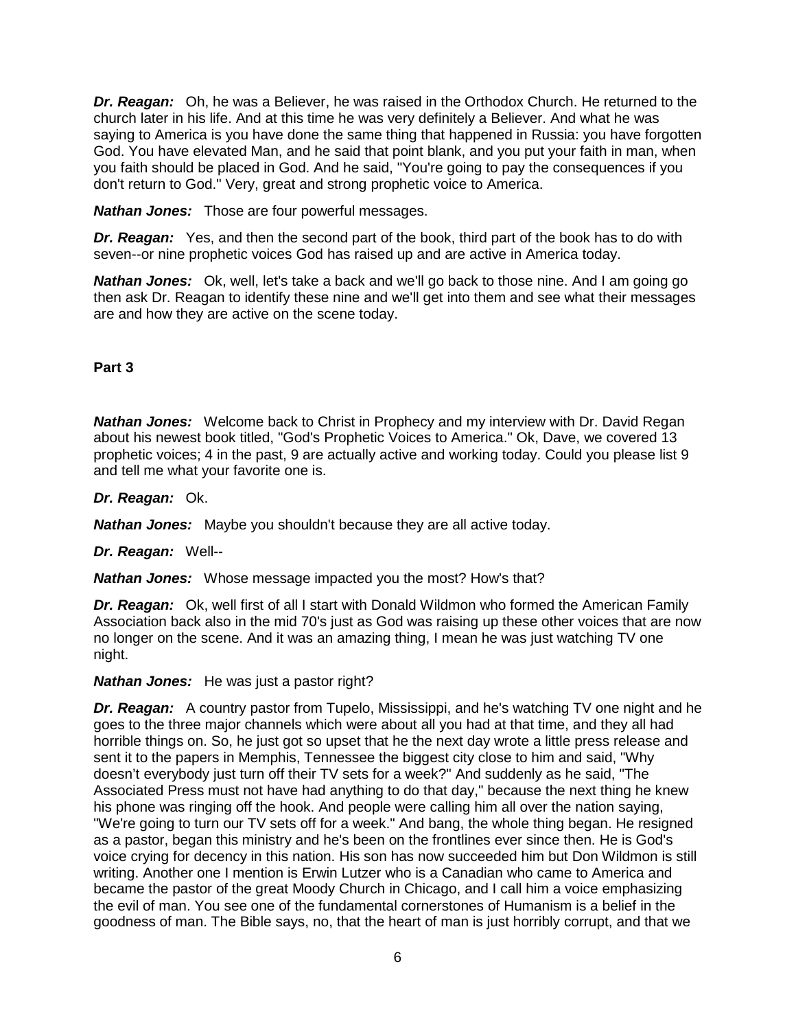***Dr. Reagan:*** Oh, he was a Believer, he was raised in the Orthodox Church. He returned to the church later in his life. And at this time he was very definitely a Believer. And what he was saying to America is you have done the same thing that happened in Russia: you have forgotten God. You have elevated Man, and he said that point blank, and you put your faith in man, when you faith should be placed in God. And he said, "You're going to pay the consequences if you don't return to God." Very, great and strong prophetic voice to America.

***Nathan Jones:*** Those are four powerful messages.

***Dr. Reagan:*** Yes, and then the second part of the book, third part of the book has to do with seven--or nine prophetic voices God has raised up and are active in America today.

***Nathan Jones:*** Ok, well, let's take a back and we'll go back to those nine. And I am going go then ask Dr. Reagan to identify these nine and we'll get into them and see what their messages are and how they are active on the scene today.

**Part 3**

***Nathan Jones:*** Welcome back to Christ in Prophecy and my interview with Dr. David Regan about his newest book titled, "God's Prophetic Voices to America." Ok, Dave, we covered 13 prophetic voices; 4 in the past, 9 are actually active and working today. Could you please list 9 and tell me what your favorite one is.

***Dr. Reagan:*** Ok.

***Nathan Jones:*** Maybe you shouldn't because they are all active today.

***Dr. Reagan:*** Well--

***Nathan Jones:*** Whose message impacted you the most? How's that?

***Dr. Reagan:*** Ok, well first of all I start with Donald Wildmon who formed the American Family Association back also in the mid 70's just as God was raising up these other voices that are now no longer on the scene. And it was an amazing thing, I mean he was just watching TV one night.

***Nathan Jones:*** He was just a pastor right?

***Dr. Reagan:*** A country pastor from Tupelo, Mississippi, and he's watching TV one night and he goes to the three major channels which were about all you had at that time, and they all had horrible things on. So, he just got so upset that he the next day wrote a little press release and sent it to the papers in Memphis, Tennessee the biggest city close to him and said, "Why doesn't everybody just turn off their TV sets for a week?" And suddenly as he said, "The Associated Press must not have had anything to do that day," because the next thing he knew his phone was ringing off the hook. And people were calling him all over the nation saying, "We're going to turn our TV sets off for a week." And bang, the whole thing began. He resigned as a pastor, began this ministry and he's been on the frontlines ever since then. He is God's voice crying for decency in this nation. His son has now succeeded him but Don Wildmon is still writing. Another one I mention is Erwin Lutzer who is a Canadian who came to America and became the pastor of the great Moody Church in Chicago, and I call him a voice emphasizing the evil of man. You see one of the fundamental cornerstones of Humanism is a belief in the goodness of man. The Bible says, no, that the heart of man is just horribly corrupt, and that we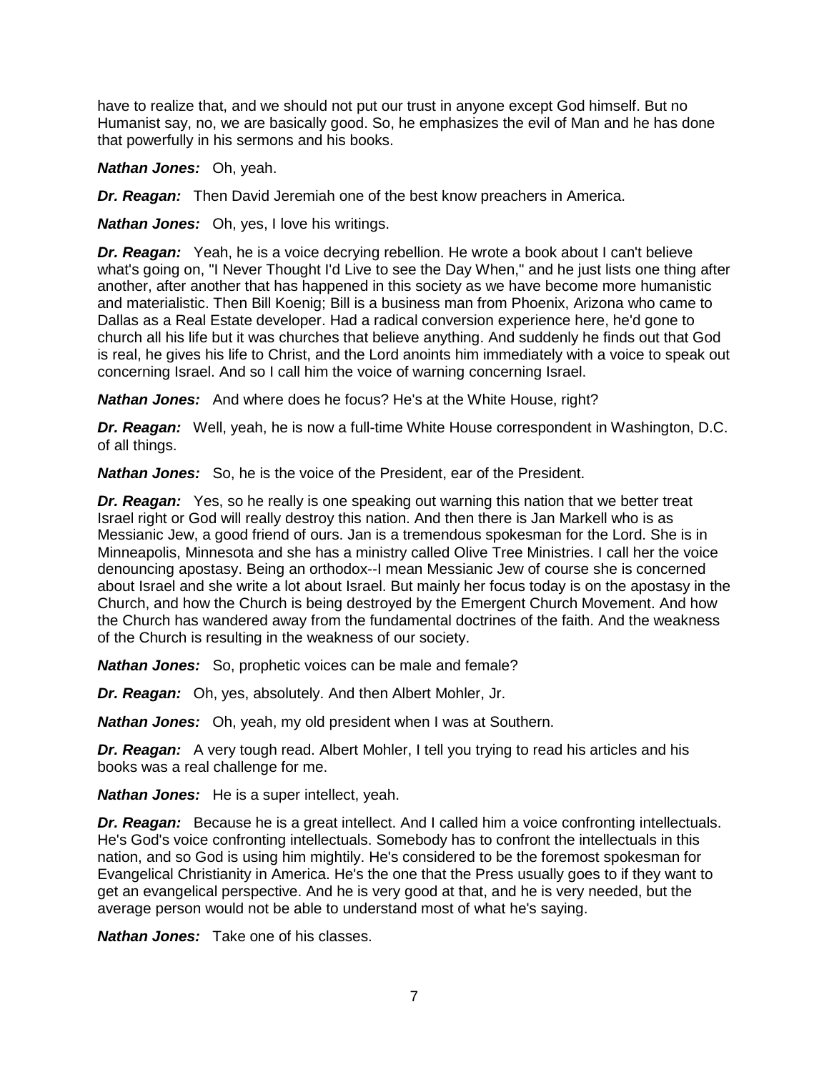have to realize that, and we should not put our trust in anyone except God himself. But no Humanist say, no, we are basically good. So, he emphasizes the evil of Man and he has done that powerfully in his sermons and his books.

***Nathan Jones:*** Oh, yeah.

***Dr. Reagan:*** Then David Jeremiah one of the best know preachers in America.

***Nathan Jones:*** Oh, yes, I love his writings.

***Dr. Reagan:*** Yeah, he is a voice decrying rebellion. He wrote a book about I can't believe what's going on, "I Never Thought I'd Live to see the Day When," and he just lists one thing after another, after another that has happened in this society as we have become more humanistic and materialistic. Then Bill Koenig; Bill is a business man from Phoenix, Arizona who came to Dallas as a Real Estate developer. Had a radical conversion experience here, he'd gone to church all his life but it was churches that believe anything. And suddenly he finds out that God is real, he gives his life to Christ, and the Lord anoints him immediately with a voice to speak out concerning Israel. And so I call him the voice of warning concerning Israel.

***Nathan Jones:*** And where does he focus? He's at the White House, right?

***Dr. Reagan:*** Well, yeah, he is now a full-time White House correspondent in Washington, D.C. of all things.

***Nathan Jones:*** So, he is the voice of the President, ear of the President.

***Dr. Reagan:*** Yes, so he really is one speaking out warning this nation that we better treat Israel right or God will really destroy this nation. And then there is Jan Markell who is as Messianic Jew, a good friend of ours. Jan is a tremendous spokesman for the Lord. She is in Minneapolis, Minnesota and she has a ministry called Olive Tree Ministries. I call her the voice denouncing apostasy. Being an orthodox--I mean Messianic Jew of course she is concerned about Israel and she write a lot about Israel. But mainly her focus today is on the apostasy in the Church, and how the Church is being destroyed by the Emergent Church Movement. And how the Church has wandered away from the fundamental doctrines of the faith. And the weakness of the Church is resulting in the weakness of our society.

***Nathan Jones:*** So, prophetic voices can be male and female?

***Dr. Reagan:*** Oh, yes, absolutely. And then Albert Mohler, Jr.

***Nathan Jones:*** Oh, yeah, my old president when I was at Southern.

***Dr. Reagan:*** A very tough read. Albert Mohler, I tell you trying to read his articles and his books was a real challenge for me.

***Nathan Jones:*** He is a super intellect, yeah.

***Dr. Reagan:*** Because he is a great intellect. And I called him a voice confronting intellectuals. He's God's voice confronting intellectuals. Somebody has to confront the intellectuals in this nation, and so God is using him mightily. He's considered to be the foremost spokesman for Evangelical Christianity in America. He's the one that the Press usually goes to if they want to get an evangelical perspective. And he is very good at that, and he is very needed, but the average person would not be able to understand most of what he's saying.

***Nathan Jones:*** Take one of his classes.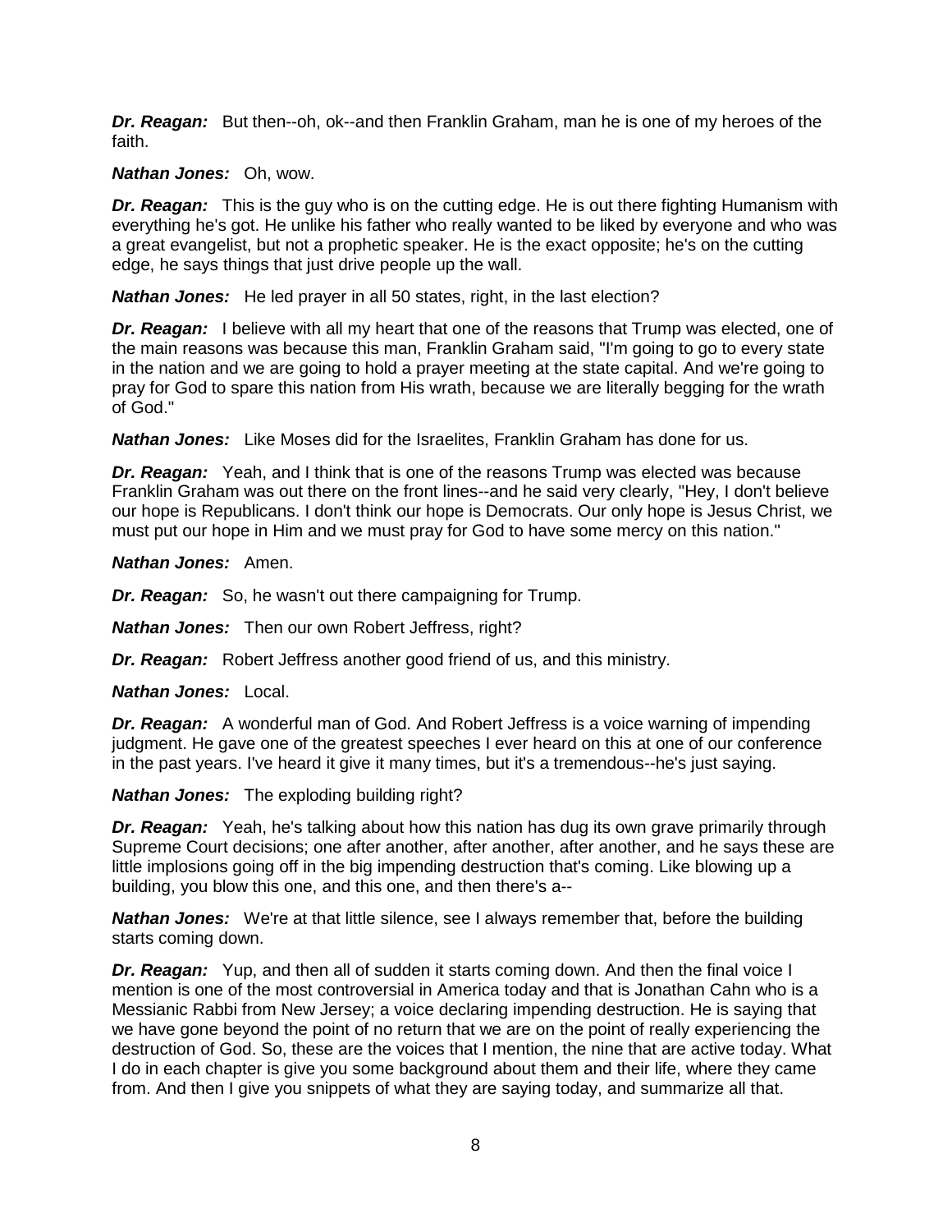***Dr. Reagan:*** But then--oh, ok--and then Franklin Graham, man he is one of my heroes of the faith.

***Nathan Jones:*** Oh, wow.

***Dr. Reagan:*** This is the guy who is on the cutting edge. He is out there fighting Humanism with everything he's got. He unlike his father who really wanted to be liked by everyone and who was a great evangelist, but not a prophetic speaker. He is the exact opposite; he's on the cutting edge, he says things that just drive people up the wall.

***Nathan Jones:*** He led prayer in all 50 states, right, in the last election?

***Dr. Reagan:*** I believe with all my heart that one of the reasons that Trump was elected, one of the main reasons was because this man, Franklin Graham said, "I'm going to go to every state in the nation and we are going to hold a prayer meeting at the state capital. And we're going to pray for God to spare this nation from His wrath, because we are literally begging for the wrath of God."

***Nathan Jones:*** Like Moses did for the Israelites, Franklin Graham has done for us.

***Dr. Reagan:*** Yeah, and I think that is one of the reasons Trump was elected was because Franklin Graham was out there on the front lines--and he said very clearly, "Hey, I don't believe our hope is Republicans. I don't think our hope is Democrats. Our only hope is Jesus Christ, we must put our hope in Him and we must pray for God to have some mercy on this nation."

***Nathan Jones:*** Amen.

***Dr. Reagan:*** So, he wasn't out there campaigning for Trump.

***Nathan Jones:*** Then our own Robert Jeffress, right?

***Dr. Reagan:*** Robert Jeffress another good friend of us, and this ministry.

***Nathan Jones:*** Local.

***Dr. Reagan:*** A wonderful man of God. And Robert Jeffress is a voice warning of impending judgment. He gave one of the greatest speeches I ever heard on this at one of our conference in the past years. I've heard it give it many times, but it's a tremendous--he's just saying.

***Nathan Jones:*** The exploding building right?

***Dr. Reagan:*** Yeah, he's talking about how this nation has dug its own grave primarily through Supreme Court decisions; one after another, after another, after another, and he says these are little implosions going off in the big impending destruction that's coming. Like blowing up a building, you blow this one, and this one, and then there's a--

***Nathan Jones:*** We're at that little silence, see I always remember that, before the building starts coming down.

***Dr. Reagan:*** Yup, and then all of sudden it starts coming down. And then the final voice I mention is one of the most controversial in America today and that is Jonathan Cahn who is a Messianic Rabbi from New Jersey; a voice declaring impending destruction. He is saying that we have gone beyond the point of no return that we are on the point of really experiencing the destruction of God. So, these are the voices that I mention, the nine that are active today. What I do in each chapter is give you some background about them and their life, where they came from. And then I give you snippets of what they are saying today, and summarize all that.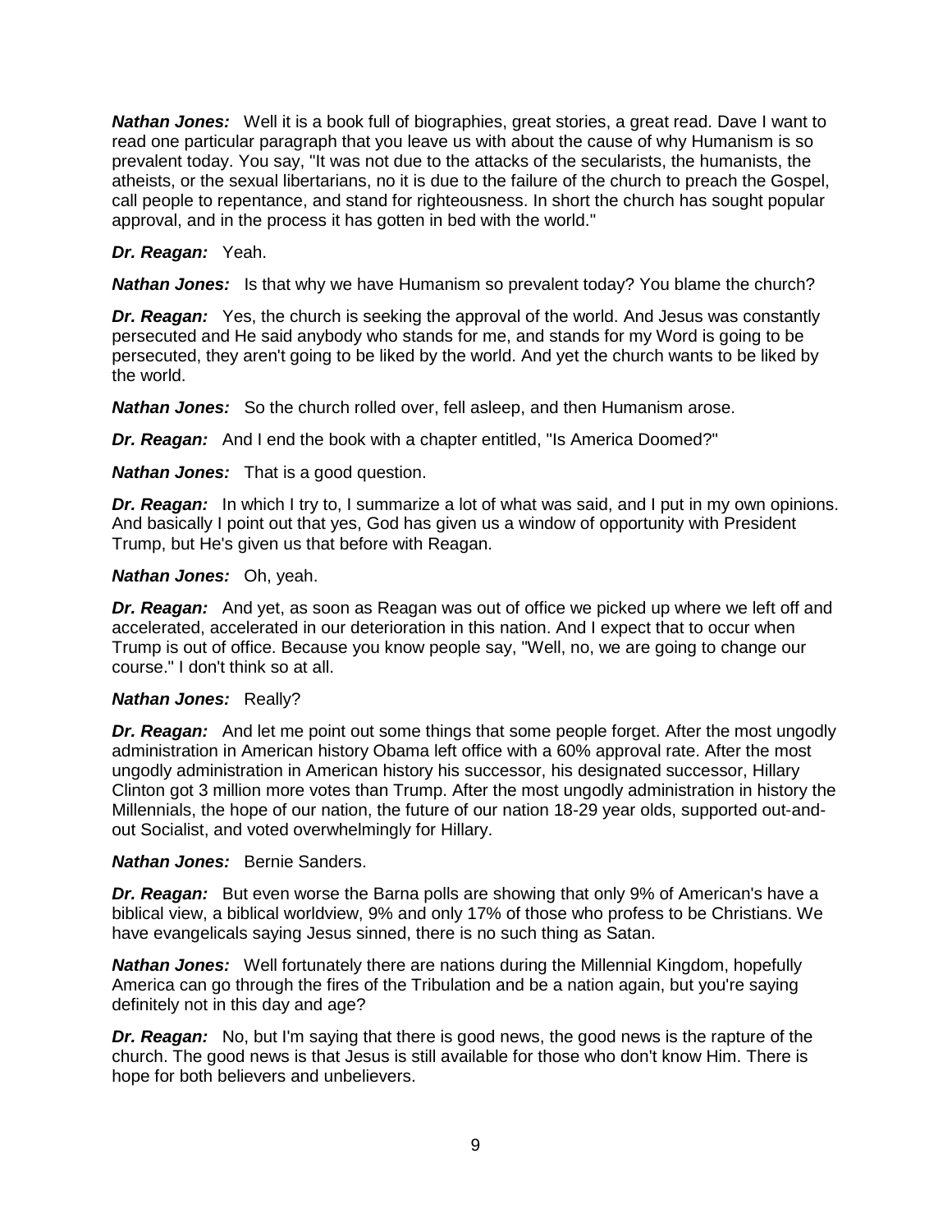***Nathan Jones:*** Well it is a book full of biographies, great stories, a great read. Dave I want to read one particular paragraph that you leave us with about the cause of why Humanism is so prevalent today. You say, "It was not due to the attacks of the secularists, the humanists, the atheists, or the sexual libertarians, no it is due to the failure of the church to preach the Gospel, call people to repentance, and stand for righteousness. In short the church has sought popular approval, and in the process it has gotten in bed with the world."

***Dr. Reagan:*** Yeah.

***Nathan Jones:*** Is that why we have Humanism so prevalent today? You blame the church?

***Dr. Reagan:*** Yes, the church is seeking the approval of the world. And Jesus was constantly persecuted and He said anybody who stands for me, and stands for my Word is going to be persecuted, they aren't going to be liked by the world. And yet the church wants to be liked by the world.

***Nathan Jones:*** So the church rolled over, fell asleep, and then Humanism arose.

***Dr. Reagan:*** And I end the book with a chapter entitled, "Is America Doomed?"

***Nathan Jones:*** That is a good question.

***Dr. Reagan:*** In which I try to, I summarize a lot of what was said, and I put in my own opinions. And basically I point out that yes, God has given us a window of opportunity with President Trump, but He's given us that before with Reagan.

***Nathan Jones:*** Oh, yeah.

***Dr. Reagan:*** And yet, as soon as Reagan was out of office we picked up where we left off and accelerated, accelerated in our deterioration in this nation. And I expect that to occur when Trump is out of office. Because you know people say, "Well, no, we are going to change our course." I don't think so at all.

***Nathan Jones:*** Really?

***Dr. Reagan:*** And let me point out some things that some people forget. After the most ungodly administration in American history Obama left office with a 60% approval rate. After the most ungodly administration in American history his successor, his designated successor, Hillary Clinton got 3 million more votes than Trump. After the most ungodly administration in history the Millennials, the hope of our nation, the future of our nation 18-29 year olds, supported out-and-out Socialist, and voted overwhelmingly for Hillary.

***Nathan Jones:*** Bernie Sanders.

***Dr. Reagan:*** But even worse the Barna polls are showing that only 9% of American's have a biblical view, a biblical worldview, 9% and only 17% of those who profess to be Christians. We have evangelicals saying Jesus sinned, there is no such thing as Satan.

***Nathan Jones:*** Well fortunately there are nations during the Millennial Kingdom, hopefully America can go through the fires of the Tribulation and be a nation again, but you're saying definitely not in this day and age?

***Dr. Reagan:*** No, but I'm saying that there is good news, the good news is the rapture of the church. The good news is that Jesus is still available for those who don't know Him. There is hope for both believers and unbelievers.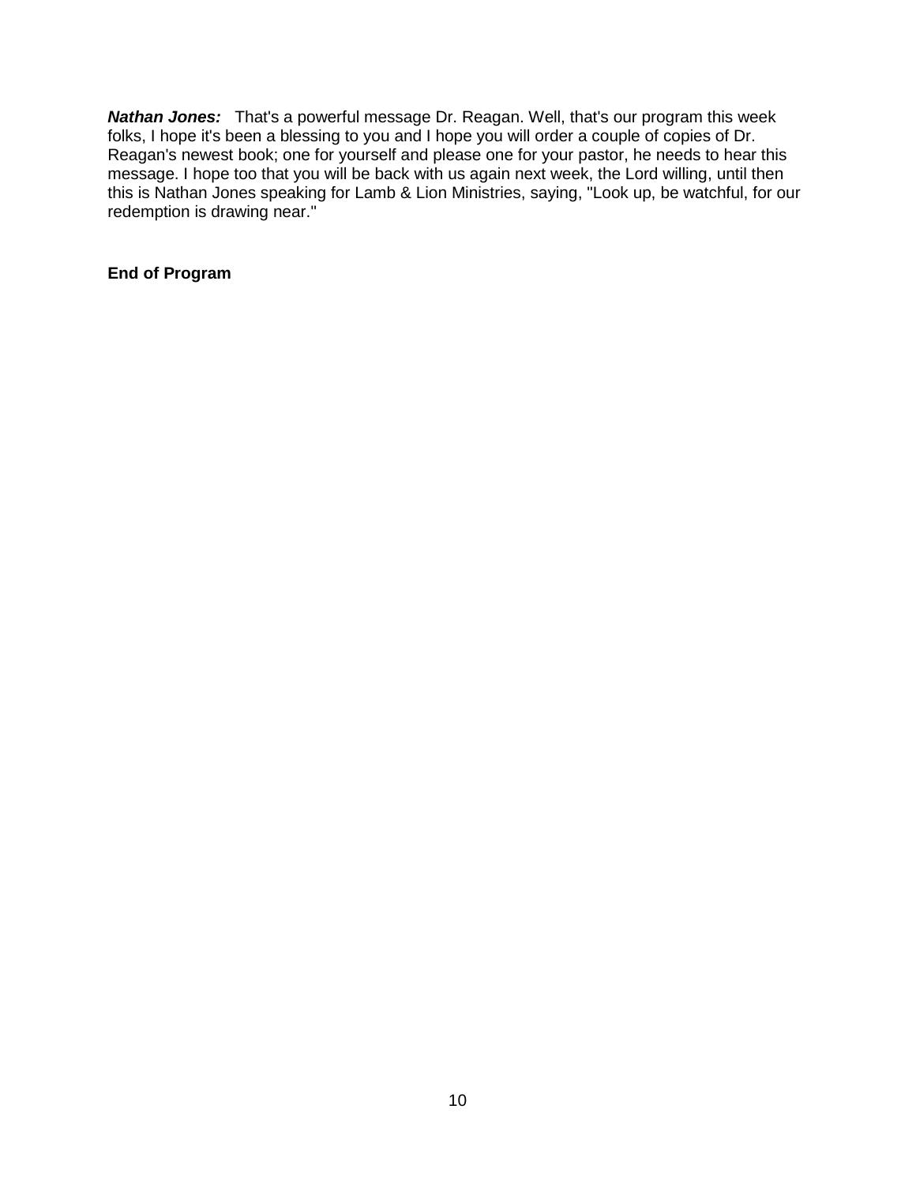***Nathan Jones:*** That's a powerful message Dr. Reagan. Well, that's our program this week folks, I hope it's been a blessing to you and I hope you will order a couple of copies of Dr. Reagan's newest book; one for yourself and please one for your pastor, he needs to hear this message. I hope too that you will be back with us again next week, the Lord willing, until then this is Nathan Jones speaking for Lamb & Lion Ministries, saying, "Look up, be watchful, for our redemption is drawing near."

**End of Program**